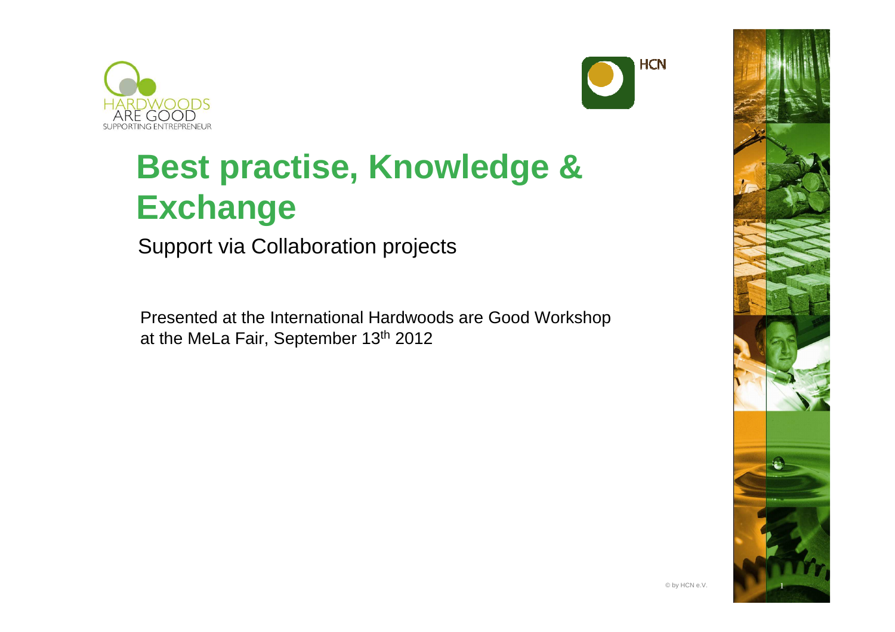HARDWOODS ARE GOOD
SUPPORTING ENTREPRENEUR

HCN

# Best practise, Knowledge & Exchange

Support via Collaboration projects

Presented at the International Hardwoods are Good Workshop at the MeLa Fair, September 13th 2012

© by HCN e.V.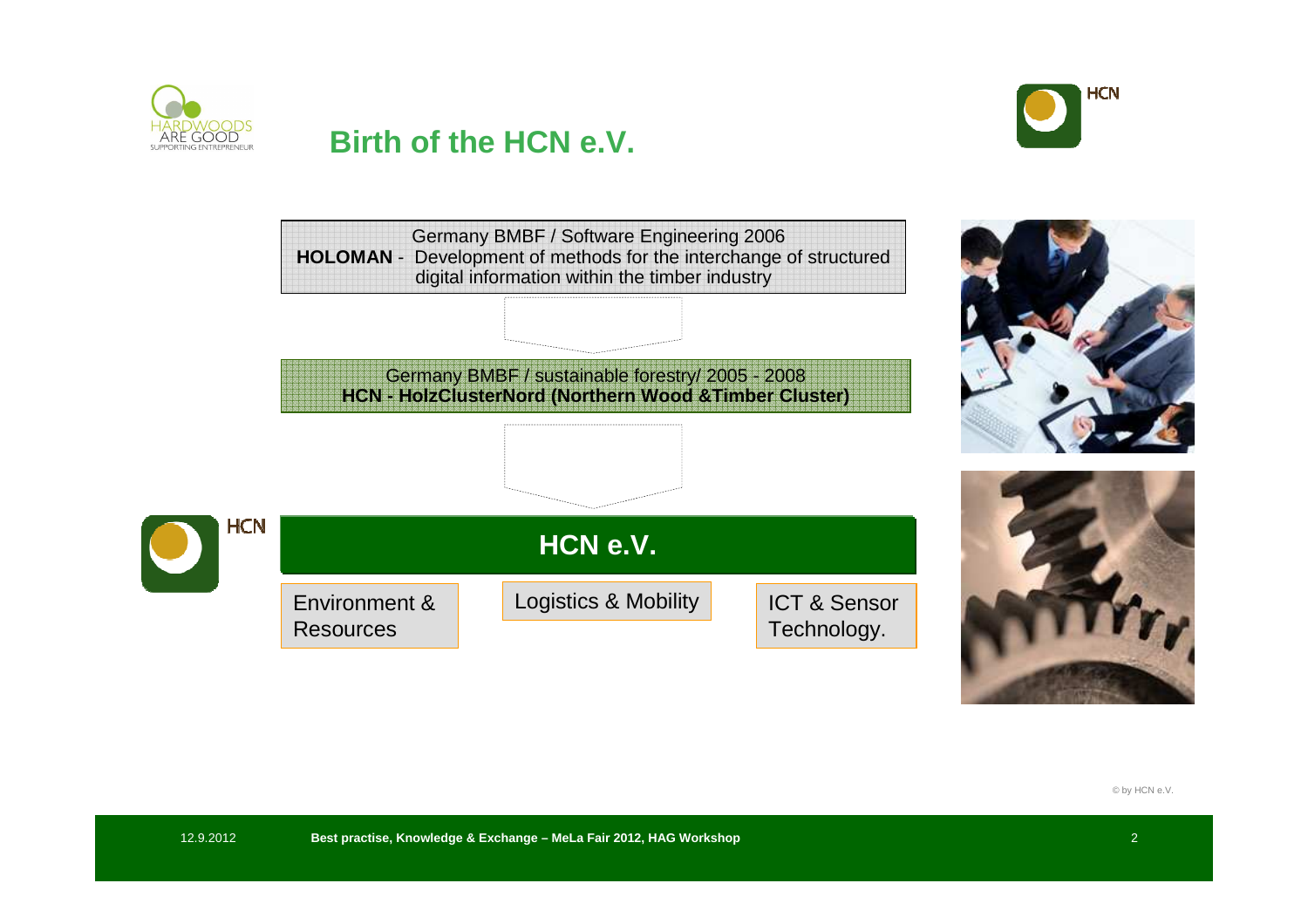# Birth of the HCN e.V.

Germany BMBF / Software Engineering 2006
**HOLOMAN** - Development of methods for the interchange of structured digital information within the timber industry

Germany BMBF / sustainable forestry/ 2005 - 2008
**HCN - HolzClusterNord (Northern Wood &Timber Cluster)**

HCN

## HCN e.V.

Environment & Resources

Logistics & Mobility

ICT & Sensor Technology.

© by HCN e.V.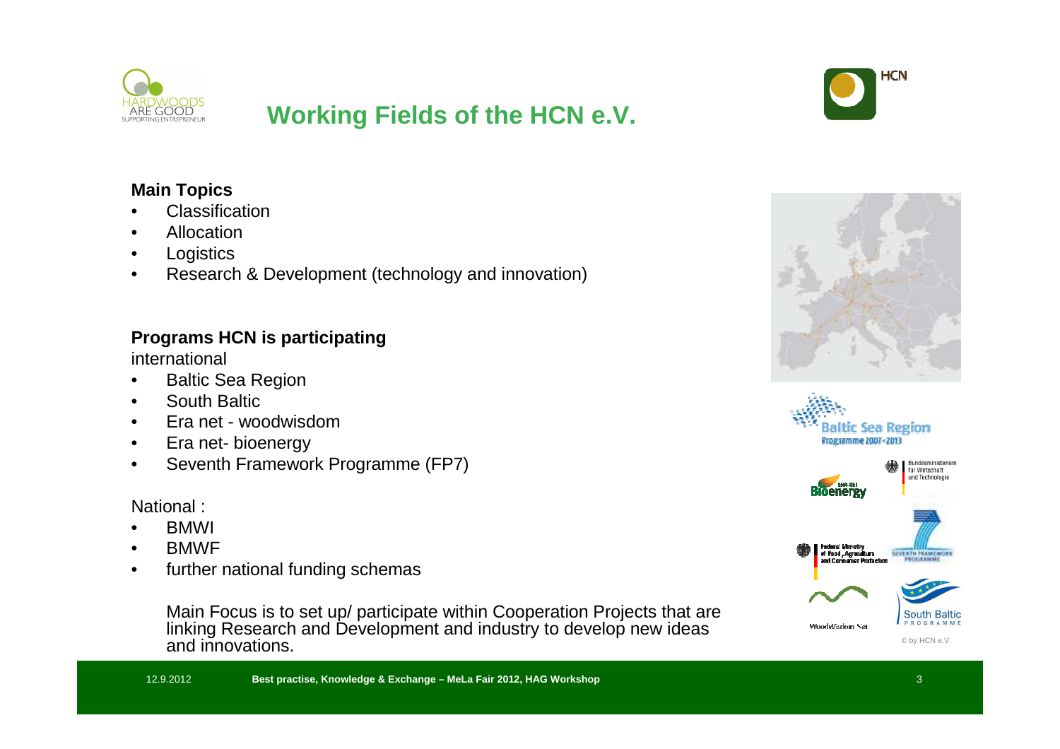# Working Fields of the HCN e.V.

**Main Topics**

- Classification
- Allocation
- Logistics
- Research & Development (technology and innovation)

**Programs HCN is participating**

international

- Baltic Sea Region
- South Baltic
- Era net - woodwisdom
- Era net- bioenergy
- Seventh Framework Programme (FP7)

National :

- BMWI
- BMWF
- further national funding schemas

Main Focus is to set up/ participate within Cooperation Projects that are linking Research and Development and industry to develop new ideas and innovations.

© by HCN e.V.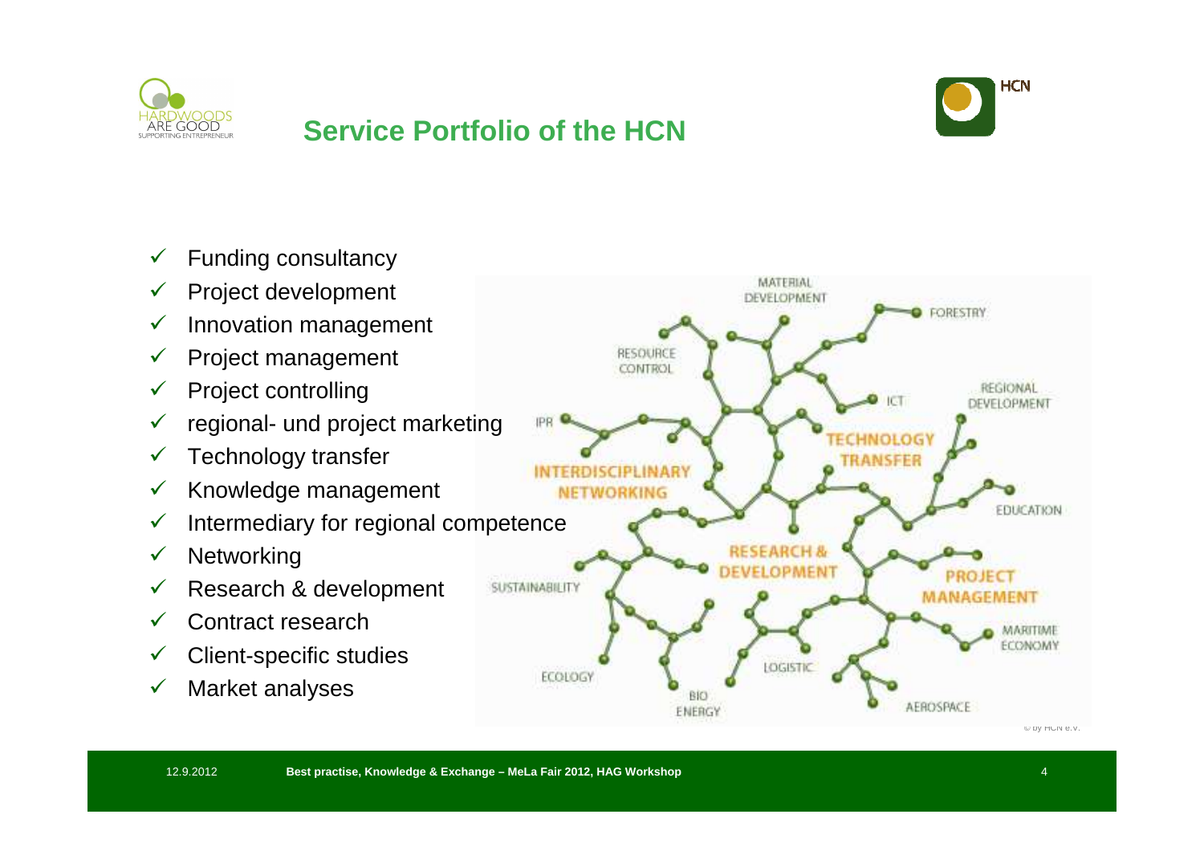# Service Portfolio of the HCN

- ✓ Funding consultancy
- ✓ Project development
- ✓ Innovation management
- ✓ Project management
- ✓ Project controlling
- ✓ regional- und project marketing
- ✓ Technology transfer
- ✓ Knowledge management
- ✓ Intermediary for regional competence
- ✓ Networking
- ✓ Research & development
- ✓ Contract research
- ✓ Client-specific studies
- ✓ Market analyses

MATERIAL DEVELOPMENT
FORESTRY
RESOURCE CONTROL
REGIONAL DEVELOPMENT
ICT
IPR
TECHNOLOGY TRANSFER
INTERDISCIPLINARY NETWORKING
EDUCATION
RESEARCH & DEVELOPMENT
PROJECT MANAGEMENT
SUSTAINABILITY
MARITIME ECONOMY
LOGISTIC
ECOLOGY
BIO ENERGY
AEROSPACE

© by HCN e.V.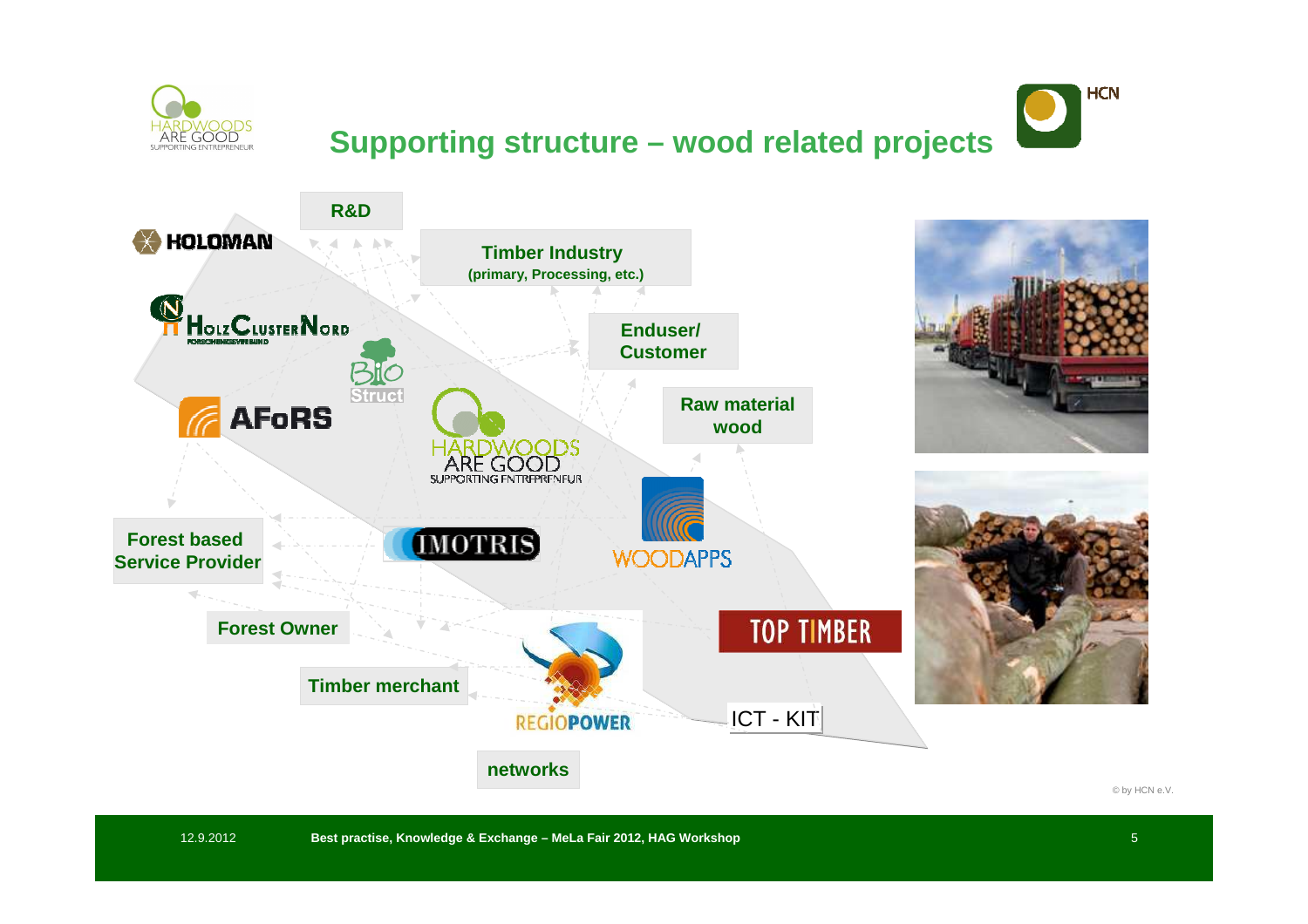# Supporting structure – wood related projects

R&D

Timber Industry
(primary, Processing, etc.)

Enduser/ Customer

Raw material wood

Forest based Service Provider

Forest Owner

Timber merchant

networks

HOLOMAN

HolzClusterNord

BioStruct

AFoRS

HARDWOODS ARE GOOD SUPPORTING ENTREPRENEUR

IMOTRIS

WOODAPPS

TOP TIMBER

REGIOPOWER

ICT - KIT

© by HCN e.V.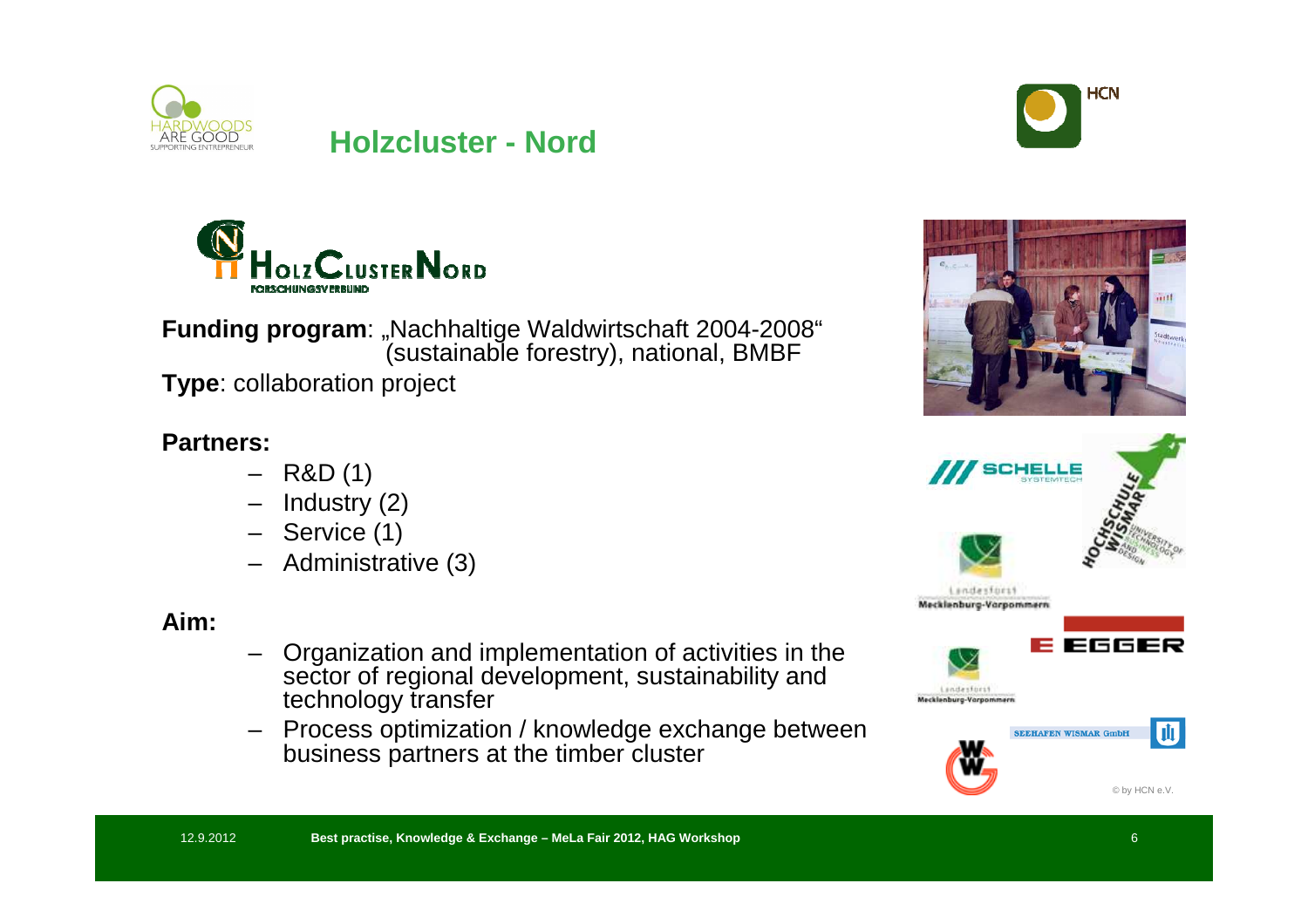# Holzcluster - Nord

HOLZ CLUSTER NORD
FORSCHUNGSVERBUND

**Funding program**: „Nachhaltige Waldwirtschaft 2004-2008"
(sustainable forestry), national, BMBF

**Type**: collaboration project

**Partners:**

- R&D (1)
- Industry (2)
- Service (1)
- Administrative (3)

**Aim:**

- Organization and implementation of activities in the sector of regional development, sustainability and technology transfer
- Process optimization / knowledge exchange between business partners at the timber cluster

© by HCN e.V.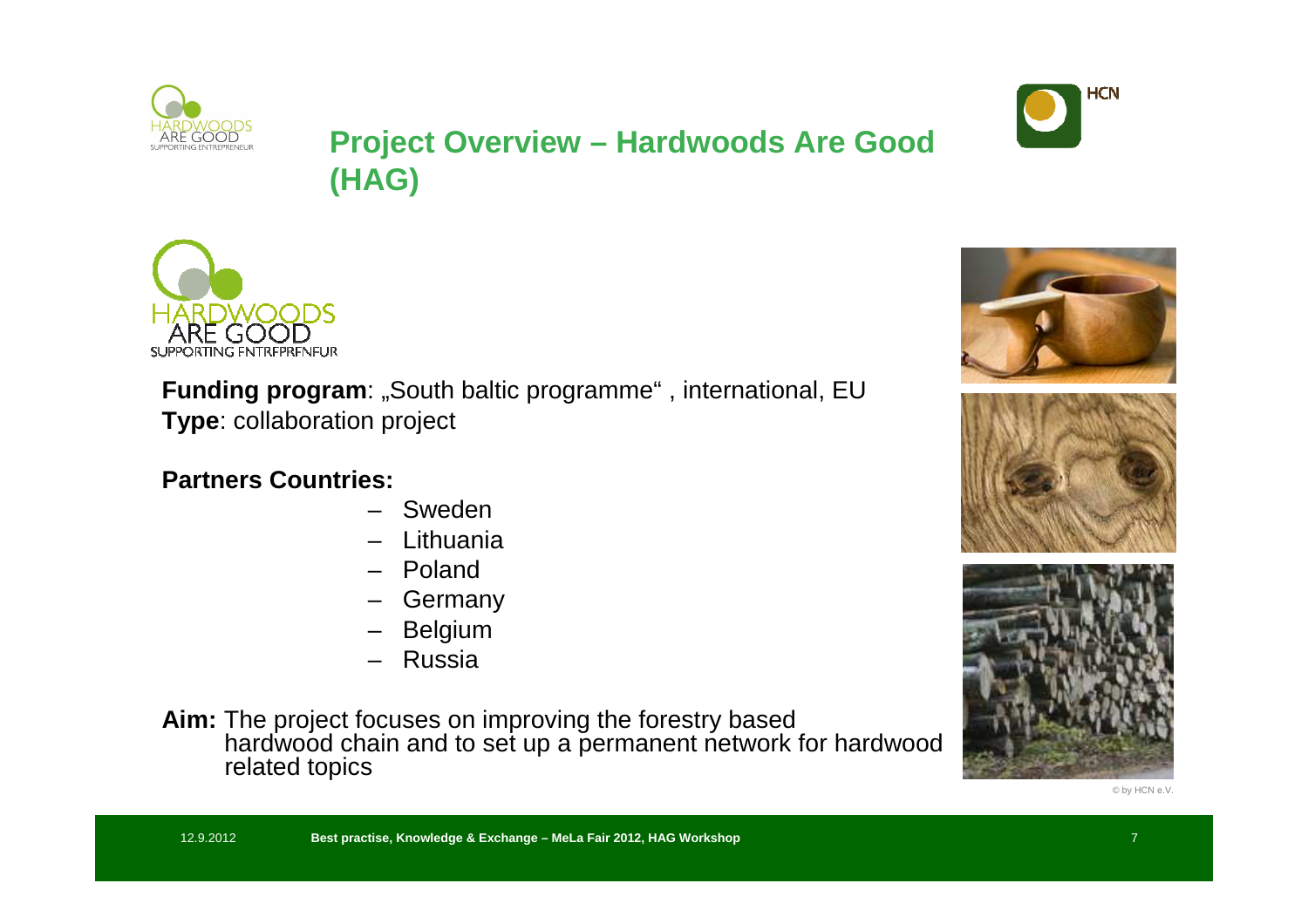# Project Overview – Hardwoods Are Good (HAG)

**Funding program**: „South baltic programme" , international, EU
**Type**: collaboration project

**Partners Countries:**

- Sweden
- Lithuania
- Poland
- Germany
- Belgium
- Russia

**Aim:** The project focuses on improving the forestry based hardwood chain and to set up a permanent network for hardwood related topics

© by HCN e.V.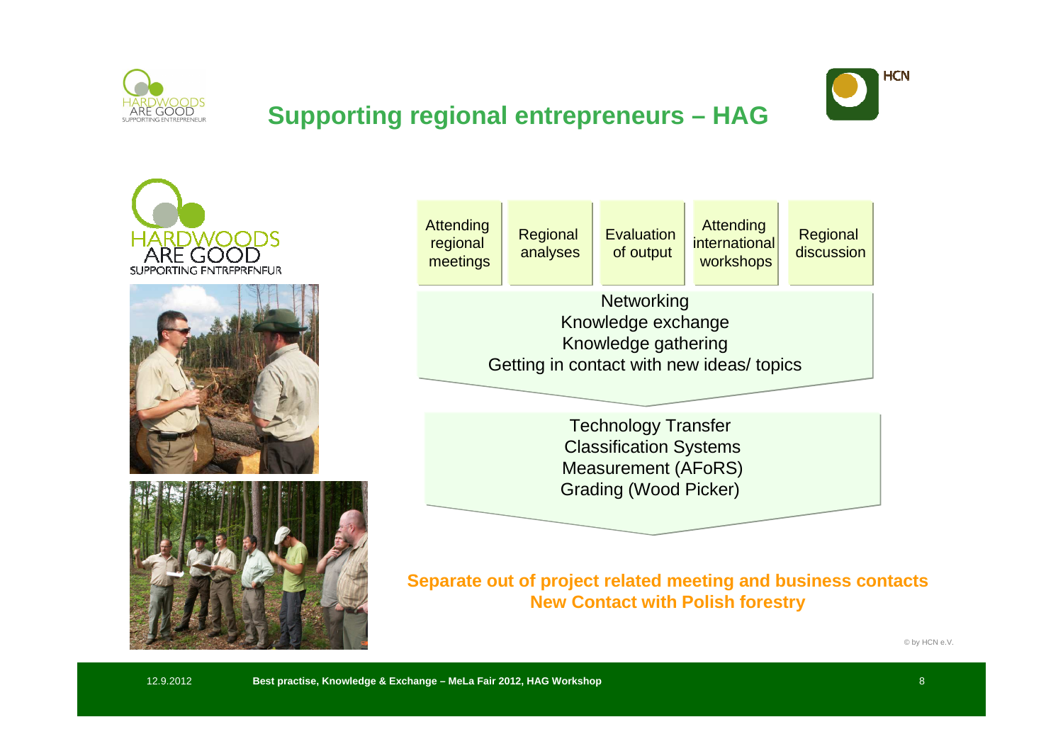## Supporting regional entrepreneurs – HAG

Attending regional meetings

Regional analyses

Evaluation of output

Attending international workshops

Regional discussion

Networking
Knowledge exchange
Knowledge gathering
Getting in contact with new ideas/ topics

Technology Transfer
Classification Systems
Measurement (AFoRS)
Grading (Wood Picker)

**Separate out of project related meeting and business contacts**
**New Contact with Polish forestry**

© by HCN e.V.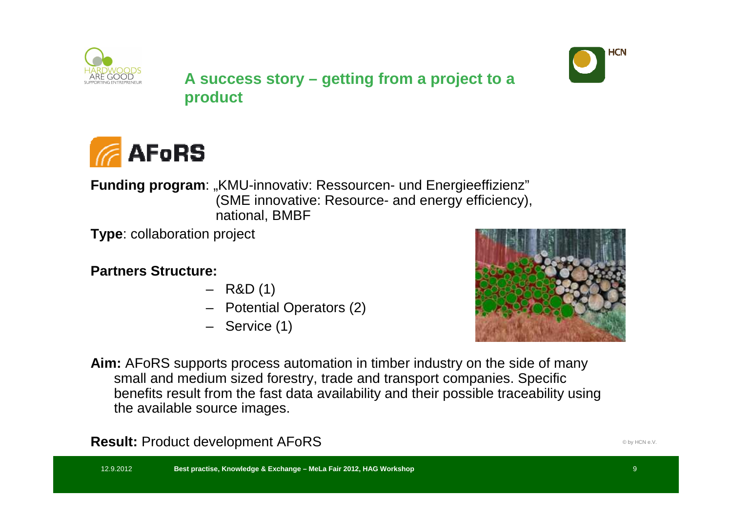## A success story – getting from a project to a product

**AFoRS**

**Funding program**: „KMU-innovativ: Ressourcen- und Energieeffizienz" (SME innovative: Resource- and energy efficiency), national, BMBF

**Type**: collaboration project

**Partners Structure:**

- R&D (1)
- Potential Operators (2)
- Service (1)

**Aim:** AFoRS supports process automation in timber industry on the side of many small and medium sized forestry, trade and transport companies. Specific benefits result from the fast data availability and their possible traceability using the available source images.

**Result:** Product development AFoRS

© by HCN e.V.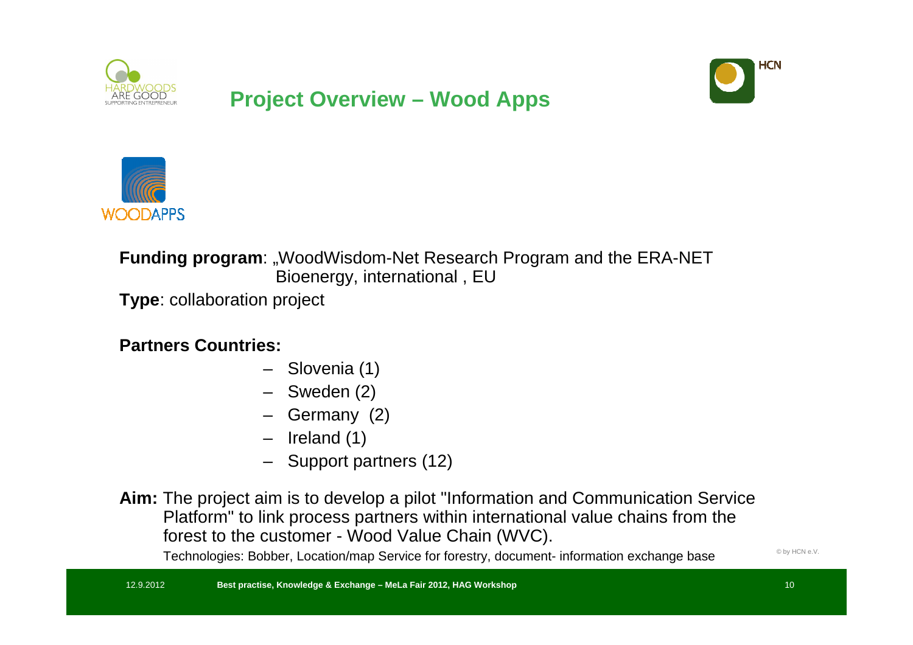# Project Overview – Wood Apps

WOODAPPS

**Funding program**: „WoodWisdom-Net Research Program and the ERA-NET Bioenergy, international , EU

**Type**: collaboration project

**Partners Countries:**

- Slovenia (1)
- Sweden (2)
- Germany (2)
- Ireland (1)
- Support partners (12)

**Aim:** The project aim is to develop a pilot "Information and Communication Service Platform" to link process partners within international value chains from the forest to the customer - Wood Value Chain (WVC).

Technologies: Bobber, Location/map Service for forestry, document- information exchange base

© by HCN e.V.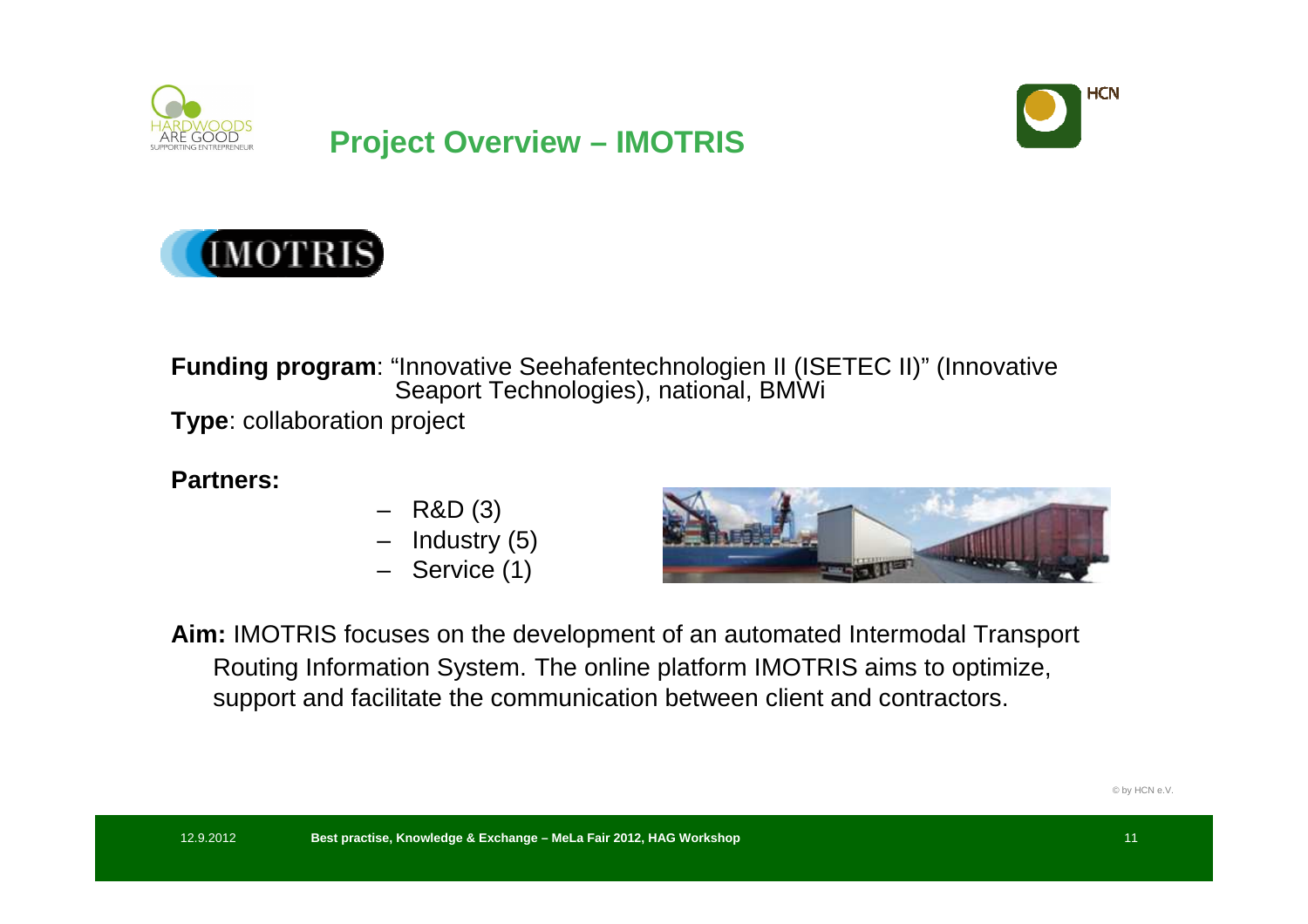# Project Overview – IMOTRIS

IMOTRIS

**Funding program**: "Innovative Seehafentechnologien II (ISETEC II)" (Innovative Seaport Technologies), national, BMWi

**Type**: collaboration project

**Partners:**

- R&D (3)
- Industry (5)
- Service (1)

**Aim:** IMOTRIS focuses on the development of an automated Intermodal Transport Routing Information System. The online platform IMOTRIS aims to optimize, support and facilitate the communication between client and contractors.

© by HCN e.V.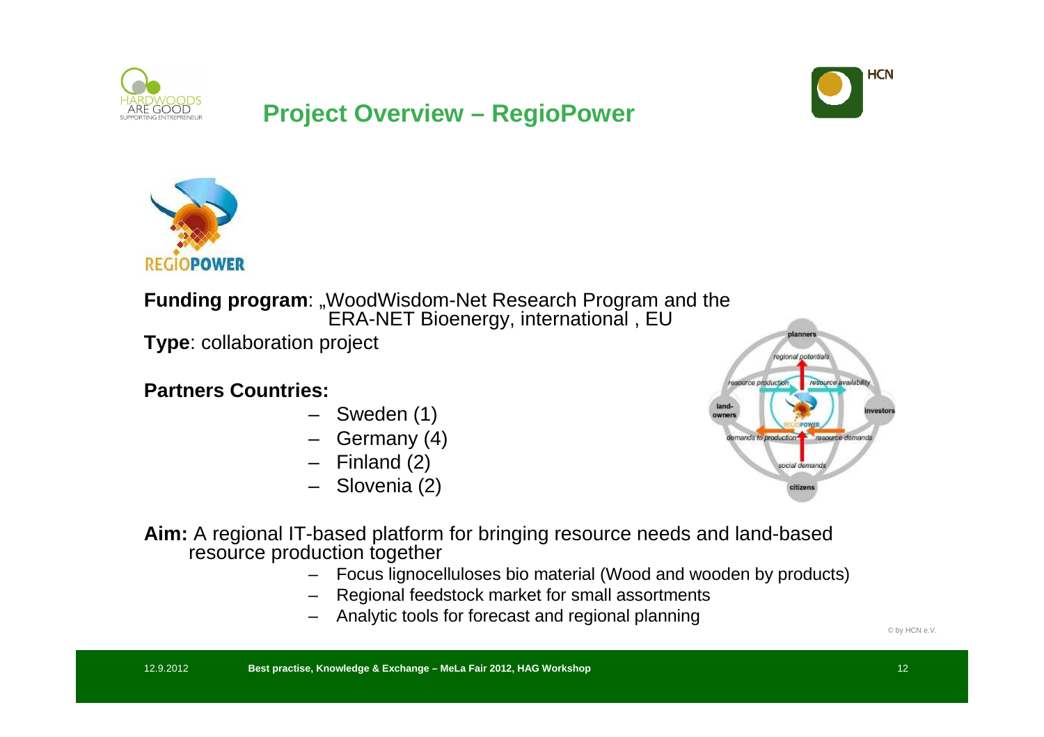## Project Overview – RegioPower

**Funding program**: „WoodWisdom-Net Research Program and the ERA-NET Bioenergy, international , EU

**Type**: collaboration project

**Partners Countries:**

- Sweden (1)
- Germany (4)
- Finland (2)
- Slovenia (2)

planners
regional potentials
resource production
resource availability
land-owners
investors
REGIOPOWER
demands to production
resource demands
social demands
citizens

**Aim:** A regional IT-based platform for bringing resource needs and land-based resource production together

- Focus lignocelluloses bio material (Wood and wooden by products)
- Regional feedstock market for small assortments
- Analytic tools for forecast and regional planning

© by HCN e.V.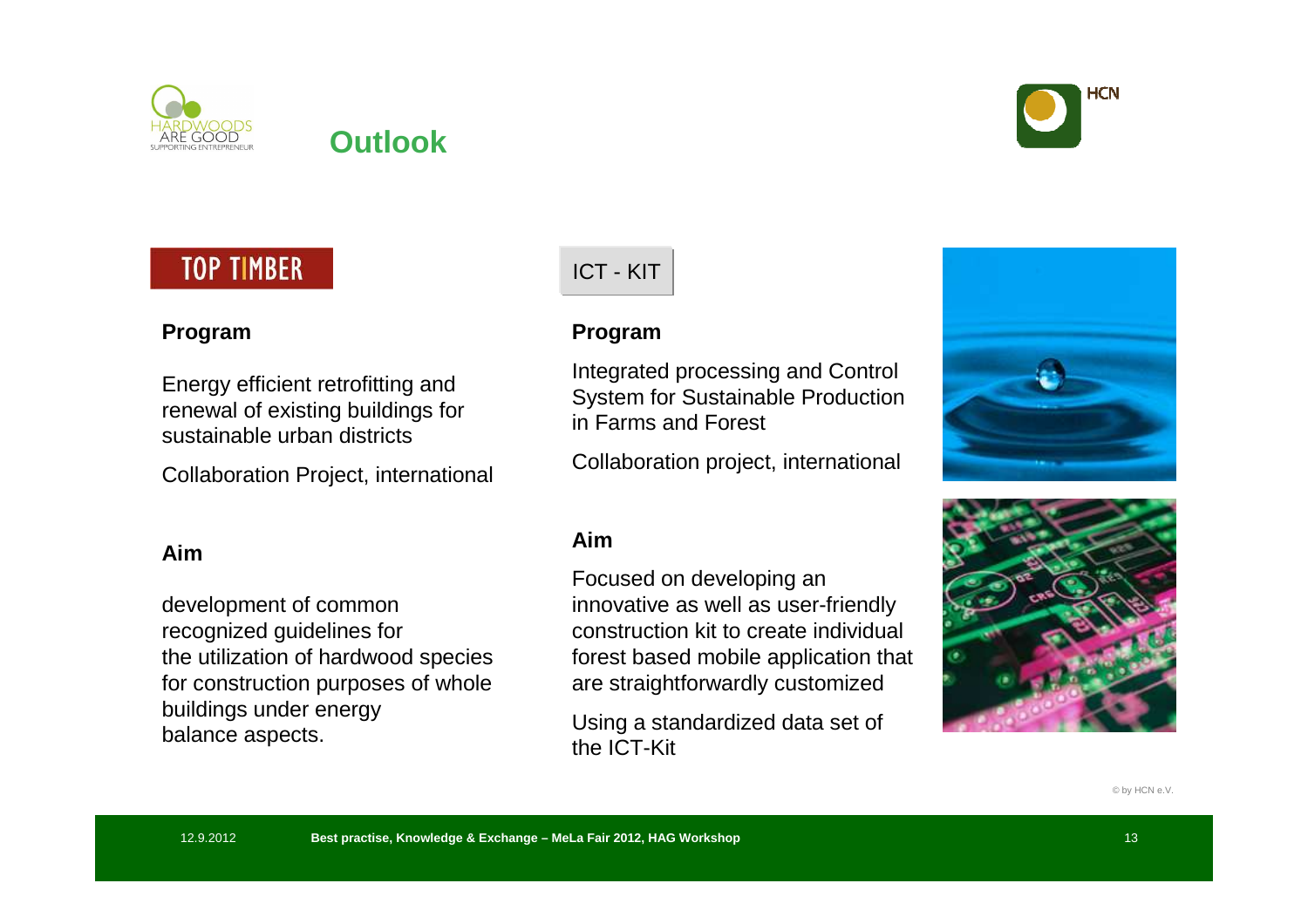# Outlook

## TOP TIMBER

**Program**

Energy efficient retrofitting and renewal of existing buildings for sustainable urban districts

Collaboration Project, international

**Aim**

development of common recognized guidelines for the utilization of hardwood species for construction purposes of whole buildings under energy balance aspects.

## ICT - KIT

**Program**

Integrated processing and Control System for Sustainable Production in Farms and Forest

Collaboration project, international

**Aim**

Focused on developing an innovative as well as user-friendly construction kit to create individual forest based mobile application that are straightforwardly customized

Using a standardized data set of the ICT-Kit

© by HCN e.V.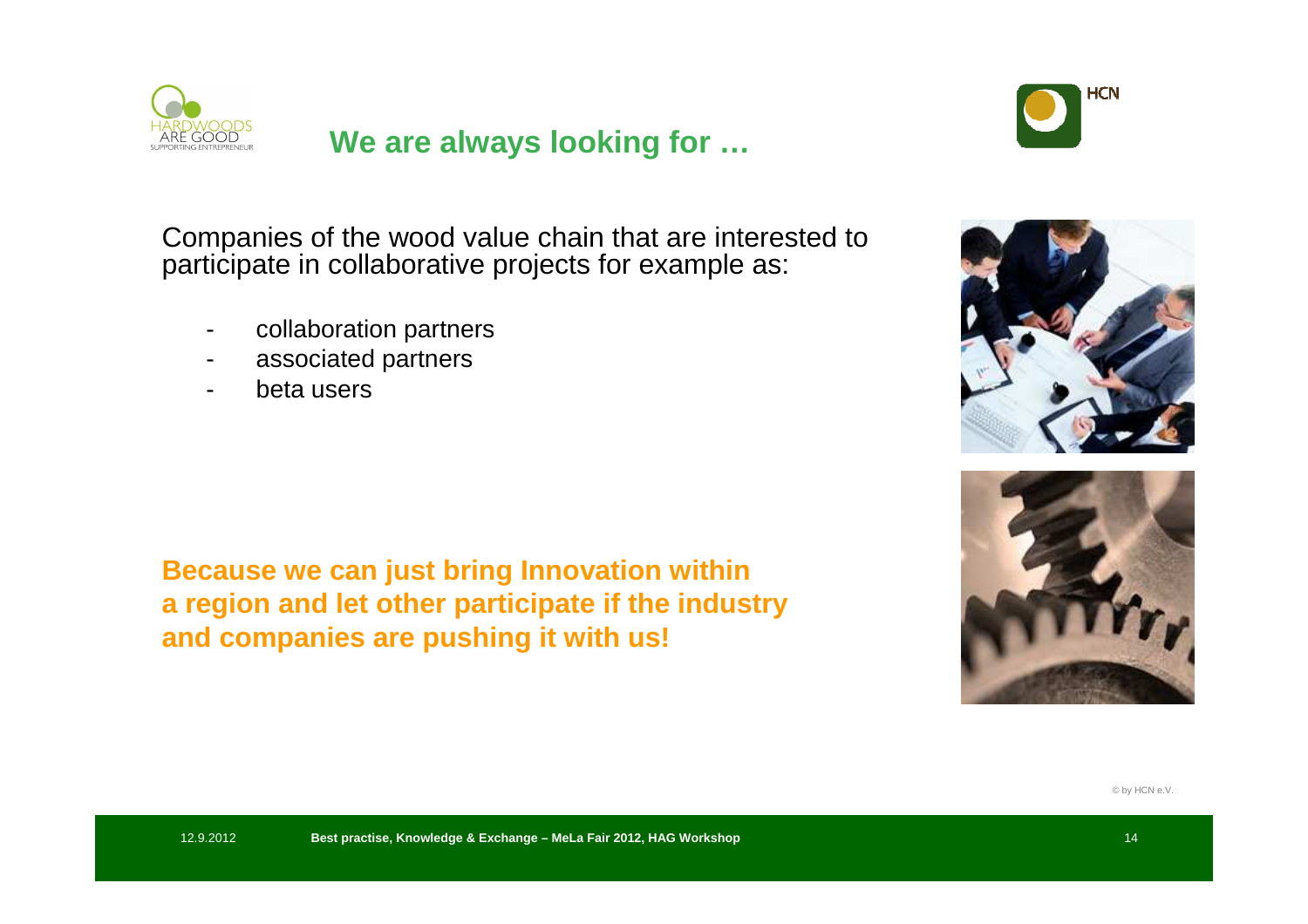## We are always looking for …

Companies of the wood value chain that are interested to participate in collaborative projects for example as:

- collaboration partners
- associated partners
- beta users

**Because we can just bring Innovation within a region and let other participate if the industry and companies are pushing it with us!**

© by HCN e.V.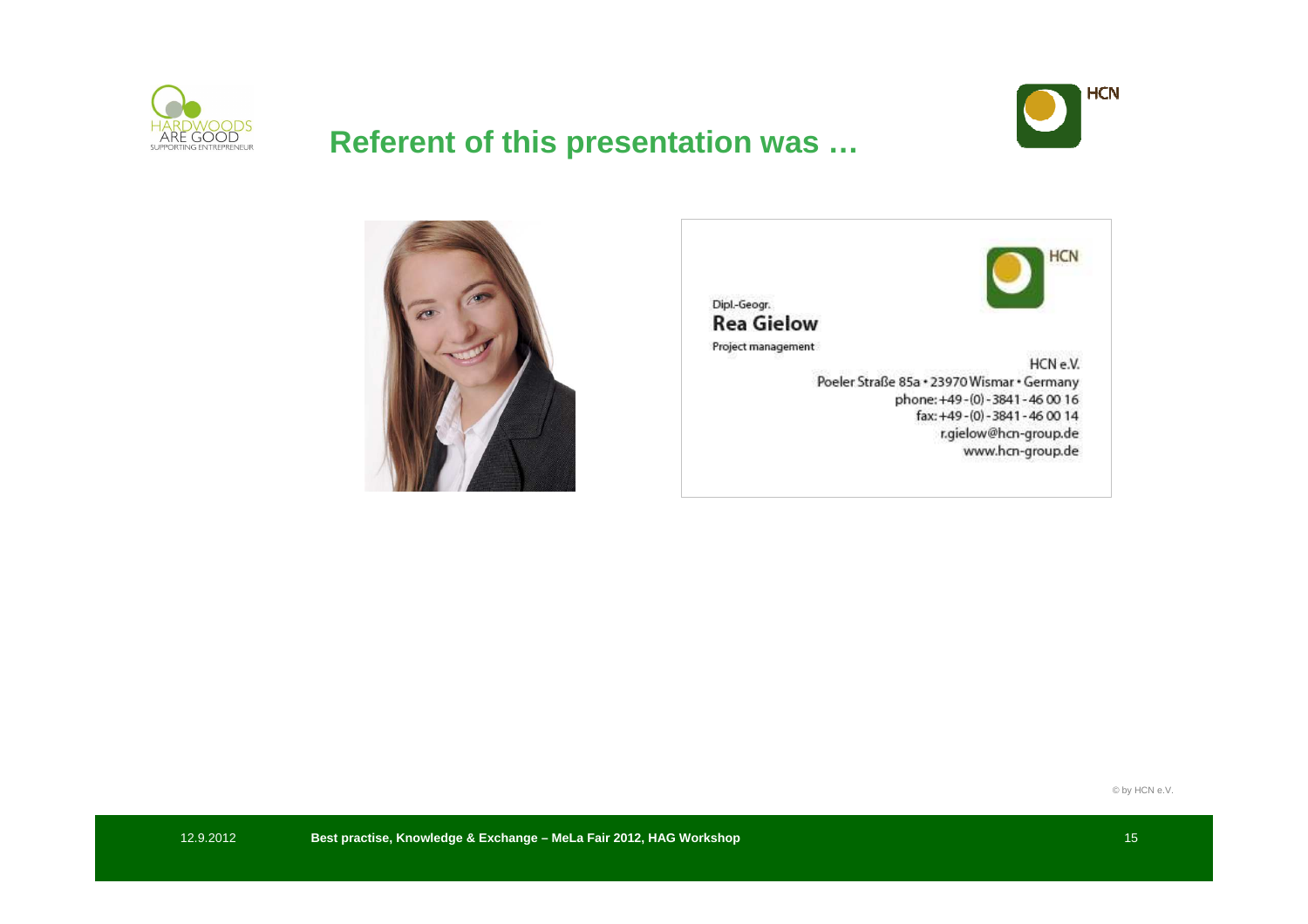# Referent of this presentation was …

Dipl.-Geogr.
**Rea Gielow**
Project management

HCN e.V.
Poeler Straße 85a • 23970 Wismar • Germany
phone: +49-(0)-3841-46 00 16
fax: +49-(0)-3841-46 00 14
r.gielow@hcn-group.de
www.hcn-group.de

© by HCN e.V.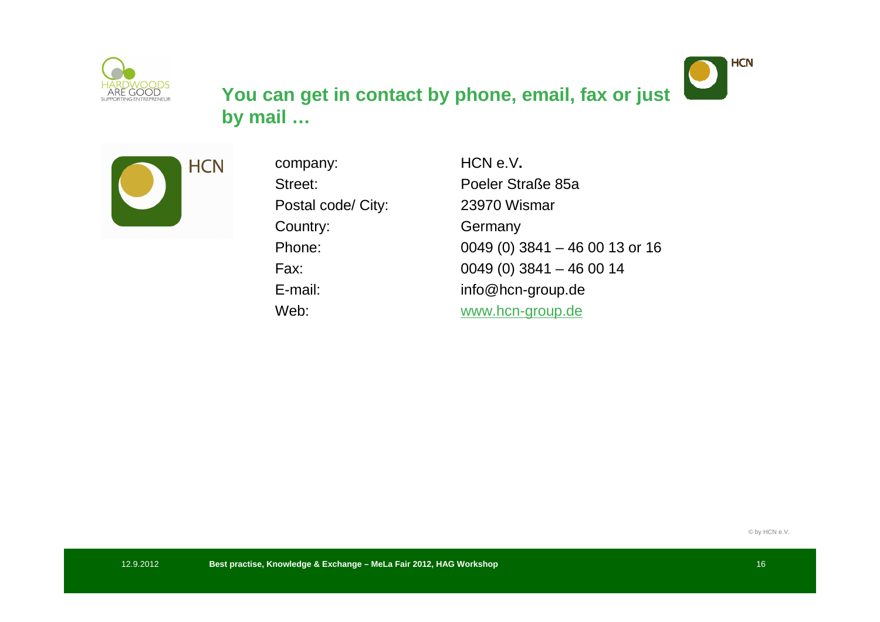## You can get in contact by phone, email, fax or just by mail …

| | |
|---|---|
| company: | HCN e.V. |
| Street: | Poeler Straße 85a |
| Postal code/ City: | 23970 Wismar |
| Country: | Germany |
| Phone: | 0049 (0) 3841 – 46 00 13 or 16 |
| Fax: | 0049 (0) 3841 – 46 00 14 |
| E-mail: | info@hcn-group.de |
| Web: | www.hcn-group.de |

© by HCN e.V.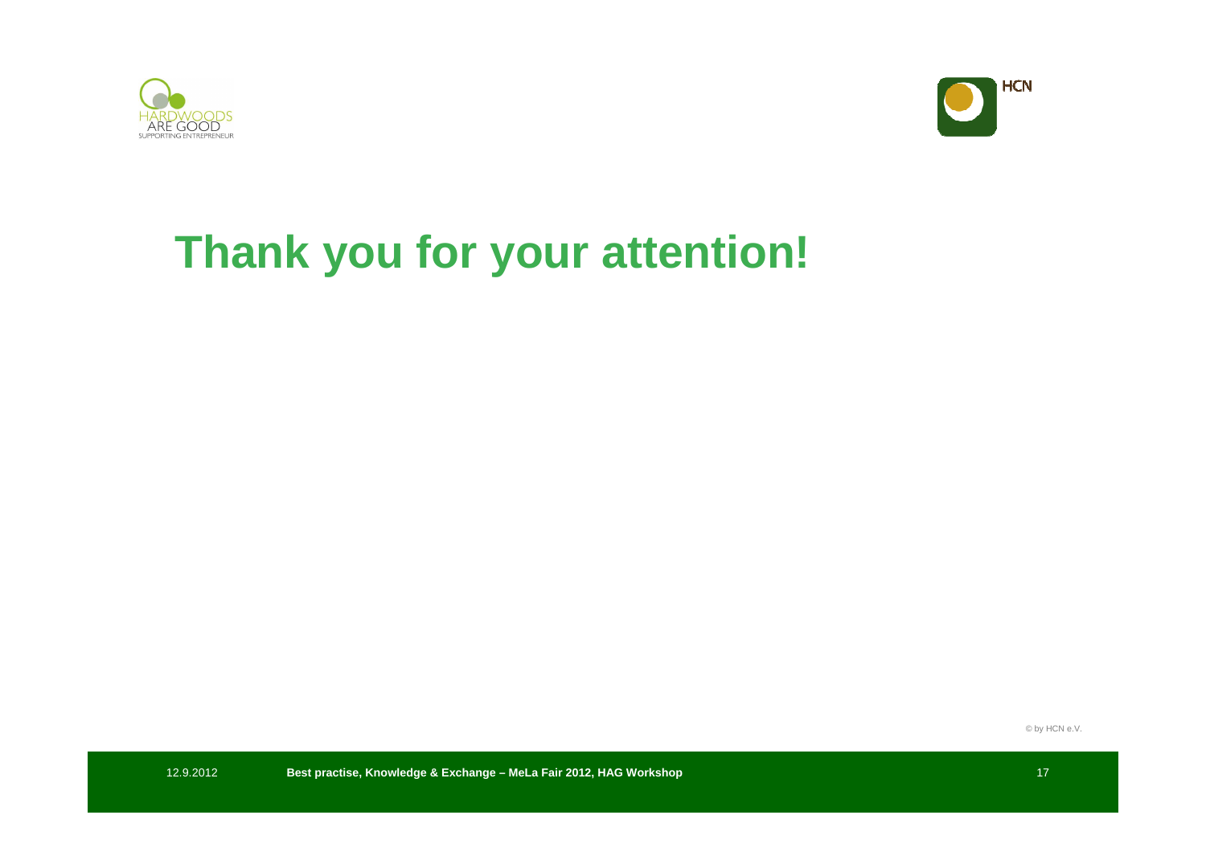# Thank you for your attention!

© by HCN e.V.